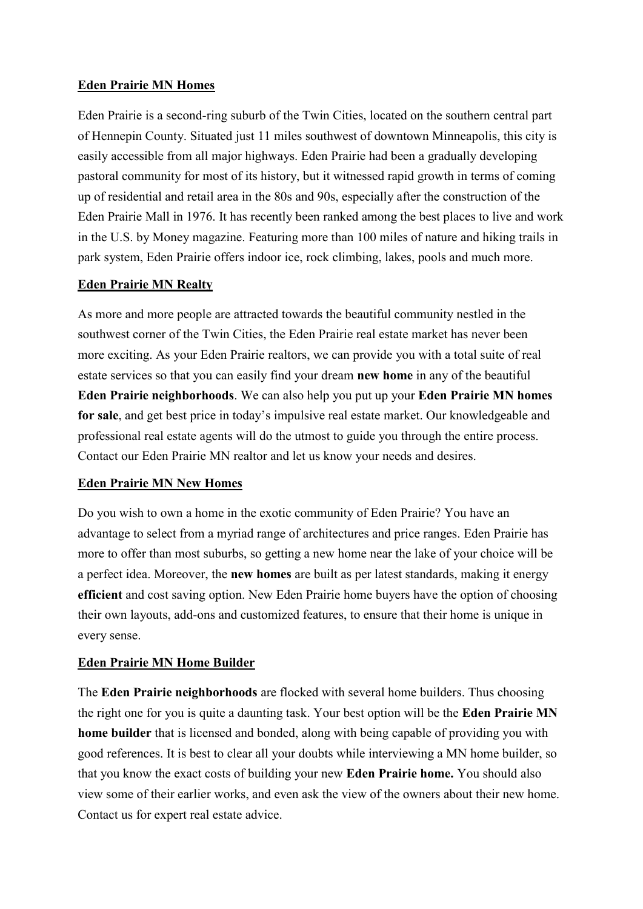## Eden Prairie MN Homes

Eden Prairie is a second-ring suburb of the Twin Cities, located on the southern central part of Hennepin County. Situated just 11 miles southwest of downtown Minneapolis, this city is easily accessible from all major highways. Eden Prairie had been a gradually developing pastoral community for most of its history, but it witnessed rapid growth in terms of coming up of residential and retail area in the 80s and 90s, especially after the construction of the Eden Prairie Mall in 1976. It has recently been ranked among the best places to live and work in the U.S. by Money magazine. Featuring more than 100 miles of nature and hiking trails in park system, Eden Prairie offers indoor ice, rock climbing, lakes, pools and much more.

## Eden Prairie MN Realty

As more and more people are attracted towards the beautiful community nestled in the southwest corner of the Twin Cities, the Eden Prairie real estate market has never been more exciting. As your Eden Prairie realtors, we can provide you with a total suite of real estate services so that you can easily find your dream **new home** in any of the beautiful **Eden Prairie neighborhoods**. We can also help you put up your **Eden Prairie MN homes for sale**, and get best price in today's impulsive real estate market. Our knowledgeable and professional real estate agents will do the utmost to guide you through the entire process. Contact our Eden Prairie MN realtor and let us know your needs and desires.

## Eden Prairie MN New Homes

Do you wish to own a home in the exotic community of Eden Prairie? You have an advantage to select from a myriad range of architectures and price ranges. Eden Prairie has more to offer than most suburbs, so getting a new home near the lake of your choice will be a perfect idea. Moreover, the **new homes** are built as per latest standards, making it energy **efficient** and cost saving option. New Eden Prairie home buyers have the option of choosing their own layouts, add-ons and customized features, to ensure that their home is unique in every sense.

## Eden Prairie MN Home Builder

The **Eden Prairie neighborhoods** are flocked with several home builders. Thus choosing the right one for you is quite a daunting task. Your best option will be the **Eden Prairie MN home builder** that is licensed and bonded, along with being capable of providing you with good references. It is best to clear all your doubts while interviewing a MN home builder, so that you know the exact costs of building your new **Eden Prairie home.** You should also view some of their earlier works, and even ask the view of the owners about their new home. Contact us for expert real estate advice.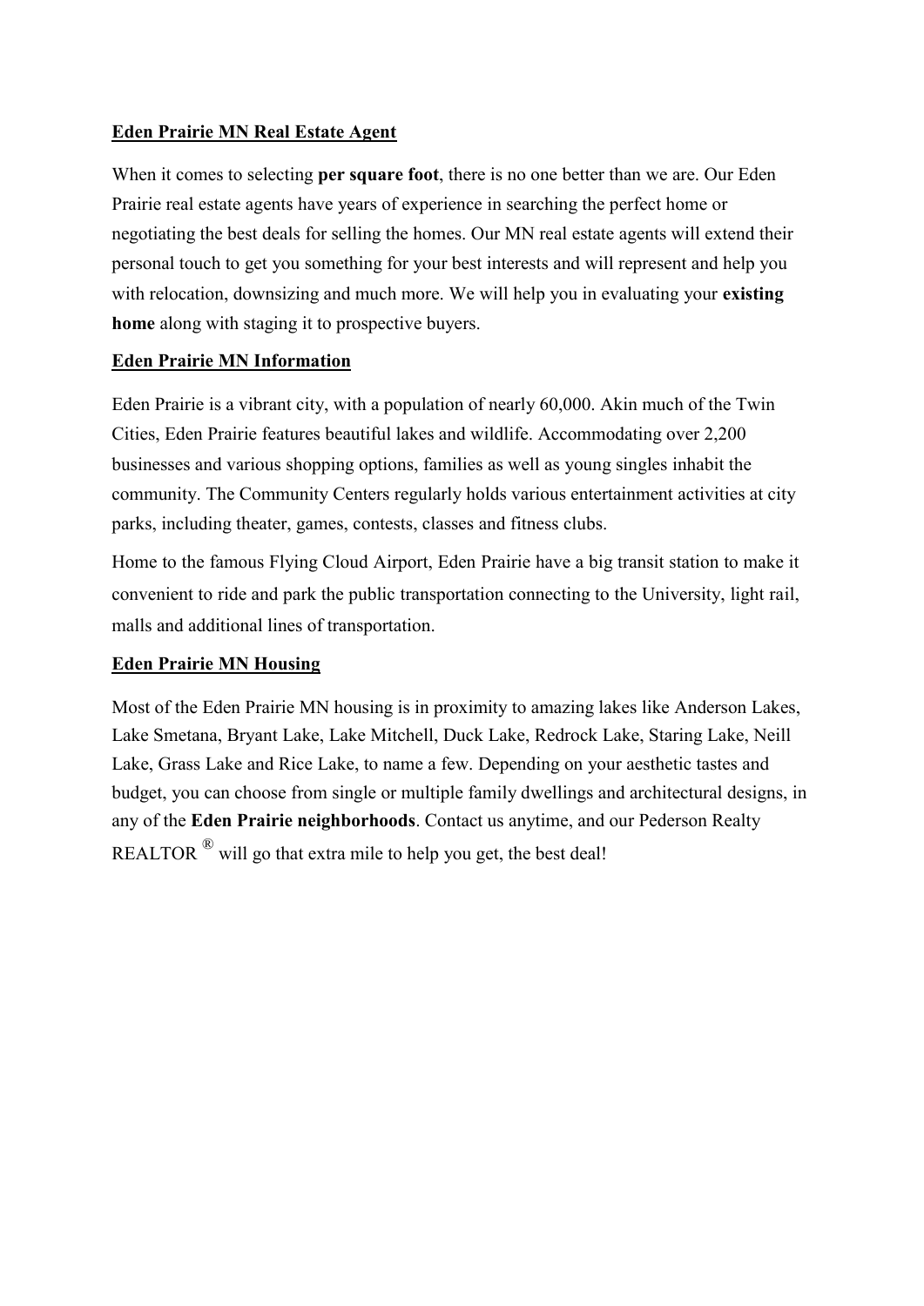## Eden Prairie MN Real Estate Agent

When it comes to selecting **per square foot**, there is no one better than we are. Our Eden Prairie real estate agents have years of experience in searching the perfect home or negotiating the best deals for selling the homes. Our MN real estate agents will extend their personal touch to get you something for your best interests and will represent and help you with relocation, downsizing and much more. We will help you in evaluating your **existing home** along with staging it to prospective buyers.

## Eden Prairie MN Information

Eden Prairie is a vibrant city, with a population of nearly 60,000. Akin much of the Twin Cities, Eden Prairie features beautiful lakes and wildlife. Accommodating over 2,200 businesses and various shopping options, families as well as young singles inhabit the community. The Community Centers regularly holds various entertainment activities at city parks, including theater, games, contests, classes and fitness clubs.

Home to the famous Flying Cloud Airport, Eden Prairie have a big transit station to make it convenient to ride and park the public transportation connecting to the University, light rail, malls and additional lines of transportation.

## Eden Prairie MN Housing

Most of the Eden Prairie MN housing is in proximity to amazing lakes like Anderson Lakes, Lake Smetana, Bryant Lake, Lake Mitchell, Duck Lake, Redrock Lake, Staring Lake, Neill Lake, Grass Lake and Rice Lake, to name a few. Depending on your aesthetic tastes and budget, you can choose from single or multiple family dwellings and architectural designs, in any of the **Eden Prairie neighborhoods**. Contact us anytime, and our Pederson Realty REALTOR ® will go that extra mile to help you get, the best deal!